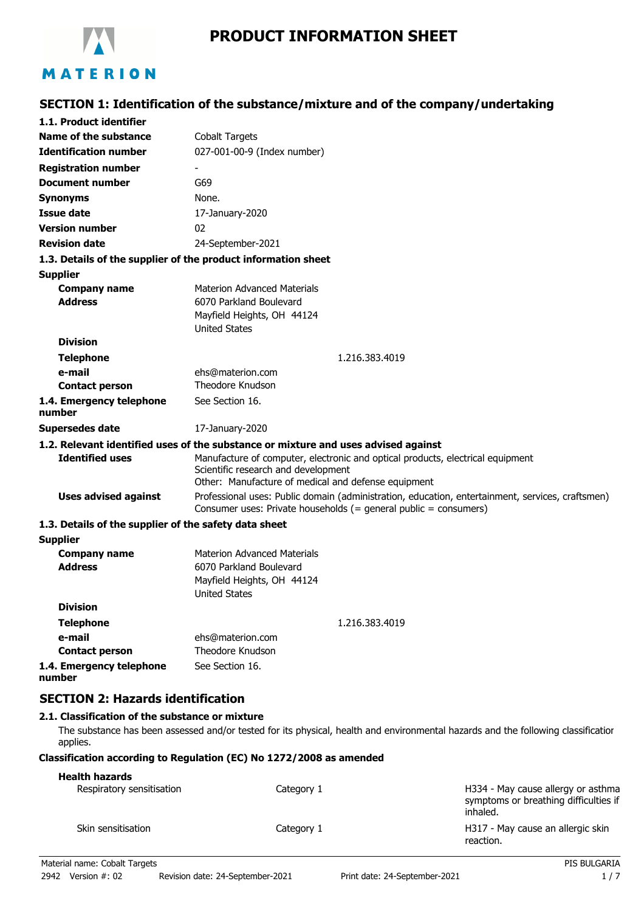MATERION

# PRODUCT INFORMATION SHEET

## SECTION 1: Identification of the substance/mixture and of the company/undertaking

### 1.1. Product identifier

| | |
|---|---|
| **Name of the substance** | Cobalt Targets |
| **Identification number** | 027-001-00-9 (Index number) |
| **Registration number** | - |
| **Document number** | G69 |
| **Synonyms** | None. |
| **Issue date** | 17-January-2020 |
| **Version number** | 02 |
| **Revision date** | 24-September-2021 |

### 1.3. Details of the supplier of the product information sheet

**Supplier**

| | |
|---|---|
| **Company name** | Materion Advanced Materials |
| **Address** | 6070 Parkland Boulevard<br>Mayfield Heights, OH 44124<br>United States |
| **Division** | |
| **Telephone** | 1.216.383.4019 |
| **e-mail** | ehs@materion.com |
| **Contact person** | Theodore Knudson |
| **1.4. Emergency telephone number** | See Section 16. |
| **Supersedes date** | 17-January-2020 |

### 1.2. Relevant identified uses of the substance or mixture and uses advised against

| | |
|---|---|
| **Identified uses** | Manufacture of computer, electronic and optical products, electrical equipment<br>Scientific research and development<br>Other: Manufacture of medical and defense equipment |
| **Uses advised against** | Professional uses: Public domain (administration, education, entertainment, services, craftsmen)<br>Consumer uses: Private households (= general public = consumers) |

### 1.3. Details of the supplier of the safety data sheet

**Supplier**

| | |
|---|---|
| **Company name** | Materion Advanced Materials |
| **Address** | 6070 Parkland Boulevard<br>Mayfield Heights, OH 44124<br>United States |
| **Division** | |
| **Telephone** | 1.216.383.4019 |
| **e-mail** | ehs@materion.com |
| **Contact person** | Theodore Knudson |
| **1.4. Emergency telephone number** | See Section 16. |

## SECTION 2: Hazards identification

### 2.1. Classification of the substance or mixture

The substance has been assessed and/or tested for its physical, health and environmental hazards and the following classification applies.

**Classification according to Regulation (EC) No 1272/2008 as amended**

**Health hazards**

| | | |
|---|---|---|
| Respiratory sensitisation | Category 1 | H334 - May cause allergy or asthma symptoms or breathing difficulties if inhaled. |
| Skin sensitisation | Category 1 | H317 - May cause an allergic skin reaction. |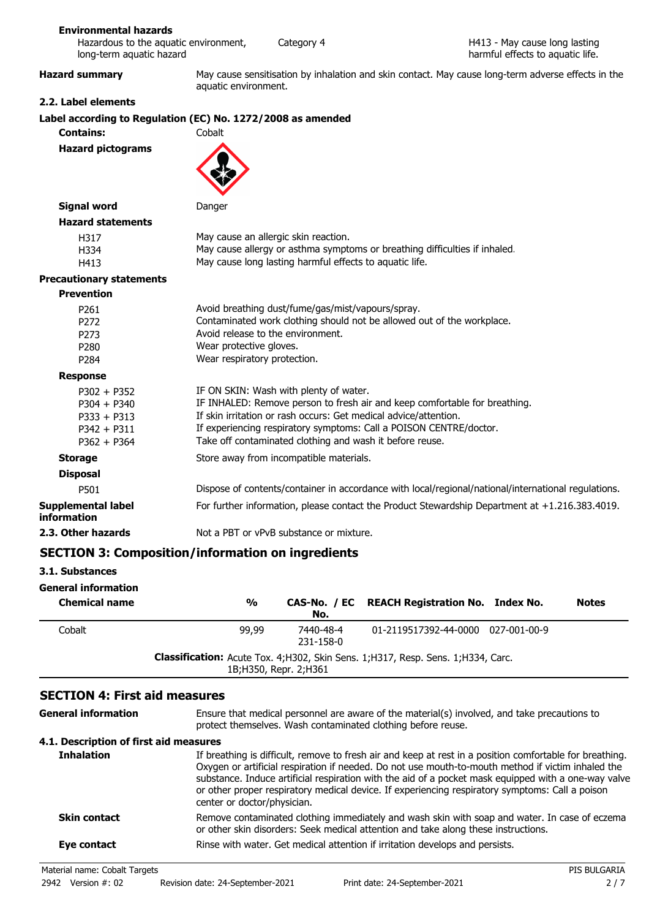**Environmental hazards**

| | | |
|---|---|---|
| Hazardous to the aquatic environment, long-term aquatic hazard | Category 4 | H413 - May cause long lasting harmful effects to aquatic life. |

**Hazard summary** May cause sensitisation by inhalation and skin contact. May cause long-term adverse effects in the aquatic environment.

### 2.2. Label elements

**Label according to Regulation (EC) No. 1272/2008 as amended**

**Contains:** Cobalt

**Hazard pictograms**

**Signal word** Danger

**Hazard statements**

| | |
|---|---|
| H317 | May cause an allergic skin reaction. |
| H334 | May cause allergy or asthma symptoms or breathing difficulties if inhaled. |
| H413 | May cause long lasting harmful effects to aquatic life. |

**Precautionary statements**

**Prevention**

| | |
|---|---|
| P261 | Avoid breathing dust/fume/gas/mist/vapours/spray. |
| P272 | Contaminated work clothing should not be allowed out of the workplace. |
| P273 | Avoid release to the environment. |
| P280 | Wear protective gloves. |
| P284 | Wear respiratory protection. |

**Response**

| | |
|---|---|
| P302 + P352 | IF ON SKIN: Wash with plenty of water. |
| P304 + P340 | IF INHALED: Remove person to fresh air and keep comfortable for breathing. |
| P333 + P313 | If skin irritation or rash occurs: Get medical advice/attention. |
| P342 + P311 | If experiencing respiratory symptoms: Call a POISON CENTRE/doctor. |
| P362 + P364 | Take off contaminated clothing and wash it before reuse. |

**Storage** Store away from incompatible materials.

**Disposal**

| | |
|---|---|
| P501 | Dispose of contents/container in accordance with local/regional/national/international regulations. |

**Supplemental label information** For further information, please contact the Product Stewardship Department at +1.216.383.4019.

**2.3. Other hazards** Not a PBT or vPvB substance or mixture.

## SECTION 3: Composition/information on ingredients

### 3.1. Substances

**General information**

| Chemical name | % | CAS-No. / EC No. | REACH Registration No. | Index No. | Notes |
|---|---|---|---|---|---|
| Cobalt | 99,99 | 7440-48-4 231-158-0 | 01-2119517392-44-0000 | 027-001-00-9 | |
| **Classification:** Acute Tox. 4;H302, Skin Sens. 1;H317, Resp. Sens. 1;H334, Carc. 1B;H350, Repr. 2;H361 | | | | | |

## SECTION 4: First aid measures

**General information** Ensure that medical personnel are aware of the material(s) involved, and take precautions to protect themselves. Wash contaminated clothing before reuse.

### 4.1. Description of first aid measures

**Inhalation** If breathing is difficult, remove to fresh air and keep at rest in a position comfortable for breathing. Oxygen or artificial respiration if needed. Do not use mouth-to-mouth method if victim inhaled the substance. Induce artificial respiration with the aid of a pocket mask equipped with a one-way valve or other proper respiratory medical device. If experiencing respiratory symptoms: Call a poison center or doctor/physician.

**Skin contact** Remove contaminated clothing immediately and wash skin with soap and water. In case of eczema or other skin disorders: Seek medical attention and take along these instructions.

**Eye contact** Rinse with water. Get medical attention if irritation develops and persists.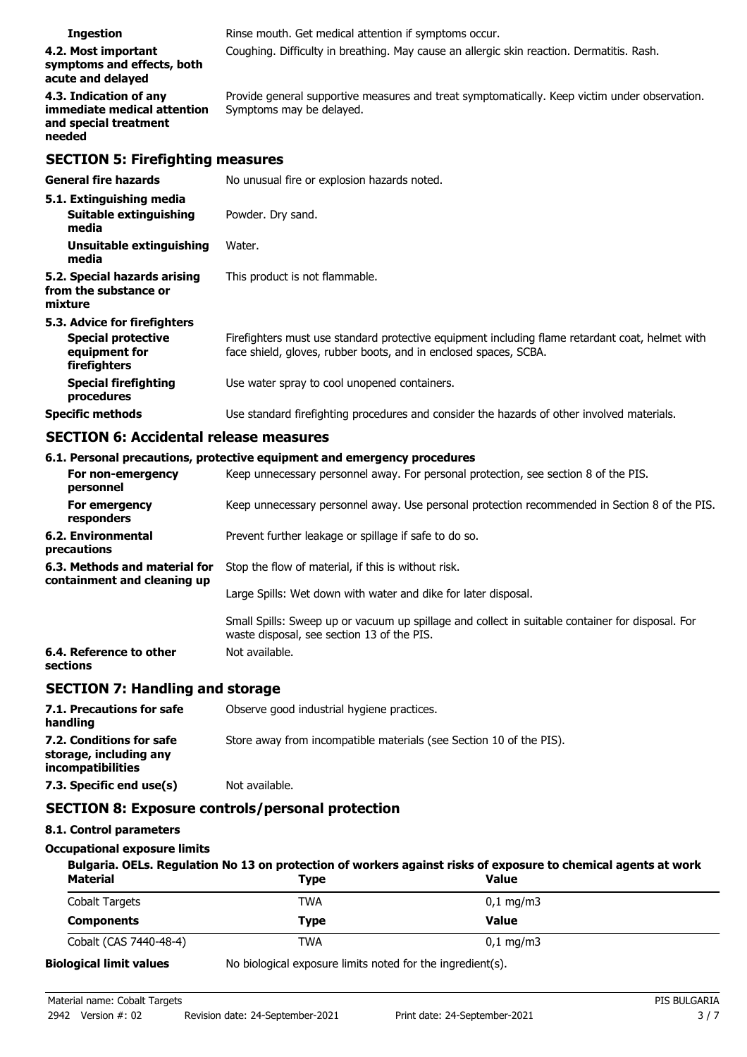| | |
|---|---|
| **Ingestion** | Rinse mouth. Get medical attention if symptoms occur. |
| **4.2. Most important symptoms and effects, both acute and delayed** | Coughing. Difficulty in breathing. May cause an allergic skin reaction. Dermatitis. Rash. |
| **4.3. Indication of any immediate medical attention and special treatment needed** | Provide general supportive measures and treat symptomatically. Keep victim under observation. Symptoms may be delayed. |

## SECTION 5: Firefighting measures

| | |
|---|---|
| **General fire hazards** | No unusual fire or explosion hazards noted. |
| **5.1. Extinguishing media** | |
| **Suitable extinguishing media** | Powder. Dry sand. |
| **Unsuitable extinguishing media** | Water. |
| **5.2. Special hazards arising from the substance or mixture** | This product is not flammable. |
| **5.3. Advice for firefighters** | |
| **Special protective equipment for firefighters** | Firefighters must use standard protective equipment including flame retardant coat, helmet with face shield, gloves, rubber boots, and in enclosed spaces, SCBA. |
| **Special firefighting procedures** | Use water spray to cool unopened containers. |
| **Specific methods** | Use standard firefighting procedures and consider the hazards of other involved materials. |

## SECTION 6: Accidental release measures

**6.1. Personal precautions, protective equipment and emergency procedures**

| | |
|---|---|
| **For non-emergency personnel** | Keep unnecessary personnel away. For personal protection, see section 8 of the PIS. |
| **For emergency responders** | Keep unnecessary personnel away. Use personal protection recommended in Section 8 of the PIS. |
| **6.2. Environmental precautions** | Prevent further leakage or spillage if safe to do so. |
| **6.3. Methods and material for containment and cleaning up** | Stop the flow of material, if this is without risk.<br><br>Large Spills: Wet down with water and dike for later disposal.<br><br>Small Spills: Sweep up or vacuum up spillage and collect in suitable container for disposal. For waste disposal, see section 13 of the PIS. |
| **6.4. Reference to other sections** | Not available. |

## SECTION 7: Handling and storage

| | |
|---|---|
| **7.1. Precautions for safe handling** | Observe good industrial hygiene practices. |
| **7.2. Conditions for safe storage, including any incompatibilities** | Store away from incompatible materials (see Section 10 of the PIS). |
| **7.3. Specific end use(s)** | Not available. |

## SECTION 8: Exposure controls/personal protection

**8.1. Control parameters**

**Occupational exposure limits**

**Bulgaria. OELs. Regulation No 13 on protection of workers against risks of exposure to chemical agents at work**

| Material | Type | Value |
|---|---|---|
| Cobalt Targets | TWA | 0,1 mg/m3 |
| **Components** | **Type** | **Value** |
| Cobalt (CAS 7440-48-4) | TWA | 0,1 mg/m3 |

| | |
|---|---|
| **Biological limit values** | No biological exposure limits noted for the ingredient(s). |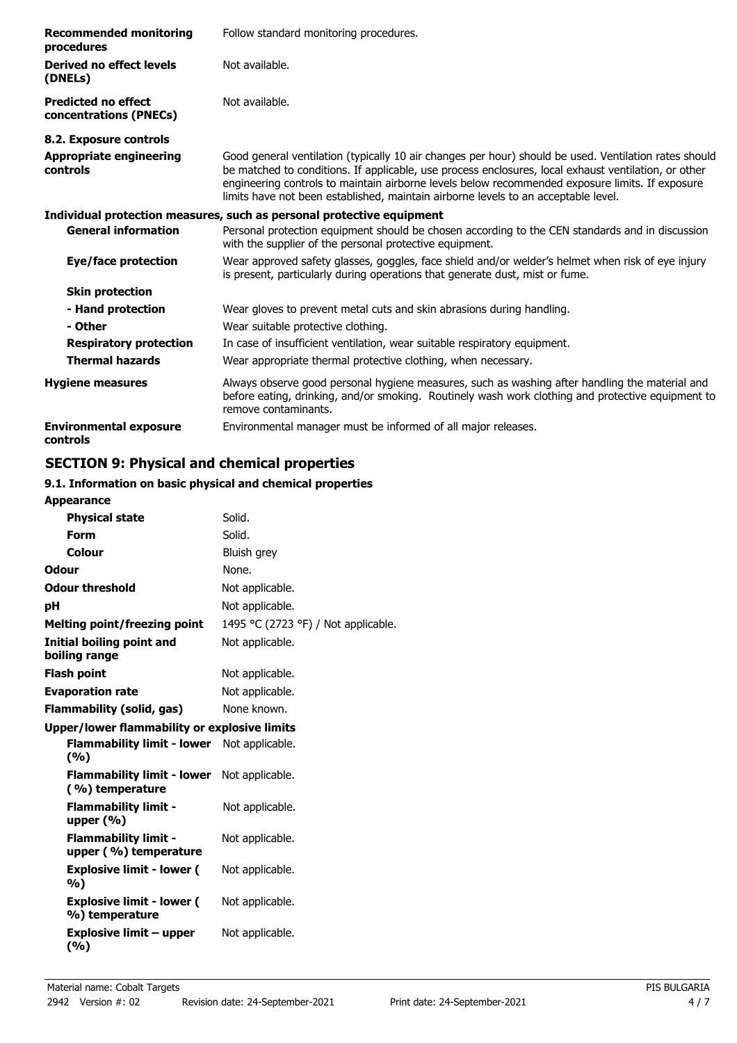| | |
|---|---|
| **Recommended monitoring procedures** | Follow standard monitoring procedures. |
| **Derived no effect levels (DNELs)** | Not available. |
| **Predicted no effect concentrations (PNECs)** | Not available. |

**8.2. Exposure controls**

| | |
|---|---|
| **Appropriate engineering controls** | Good general ventilation (typically 10 air changes per hour) should be used. Ventilation rates should be matched to conditions. If applicable, use process enclosures, local exhaust ventilation, or other engineering controls to maintain airborne levels below recommended exposure limits. If exposure limits have not been established, maintain airborne levels to an acceptable level. |

**Individual protection measures, such as personal protective equipment**

| | |
|---|---|
| **General information** | Personal protection equipment should be chosen according to the CEN standards and in discussion with the supplier of the personal protective equipment. |
| **Eye/face protection** | Wear approved safety glasses, goggles, face shield and/or welder's helmet when risk of eye injury is present, particularly during operations that generate dust, mist or fume. |
| **Skin protection** | |
| **- Hand protection** | Wear gloves to prevent metal cuts and skin abrasions during handling. |
| **- Other** | Wear suitable protective clothing. |
| **Respiratory protection** | In case of insufficient ventilation, wear suitable respiratory equipment. |
| **Thermal hazards** | Wear appropriate thermal protective clothing, when necessary. |
| **Hygiene measures** | Always observe good personal hygiene measures, such as washing after handling the material and before eating, drinking, and/or smoking. Routinely wash work clothing and protective equipment to remove contaminants. |
| **Environmental exposure controls** | Environmental manager must be informed of all major releases. |

## SECTION 9: Physical and chemical properties

**9.1. Information on basic physical and chemical properties**

| | |
|---|---|
| **Appearance** | |
| **Physical state** | Solid. |
| **Form** | Solid. |
| **Colour** | Bluish grey |
| **Odour** | None. |
| **Odour threshold** | Not applicable. |
| **pH** | Not applicable. |
| **Melting point/freezing point** | 1495 °C (2723 °F) / Not applicable. |
| **Initial boiling point and boiling range** | Not applicable. |
| **Flash point** | Not applicable. |
| **Evaporation rate** | Not applicable. |
| **Flammability (solid, gas)** | None known. |
| **Upper/lower flammability or explosive limits** | |
| **Flammability limit - lower (%)** | Not applicable. |
| **Flammability limit - lower (%) temperature** | Not applicable. |
| **Flammability limit - upper (%)** | Not applicable. |
| **Flammability limit - upper (%) temperature** | Not applicable. |
| **Explosive limit - lower (%)** | Not applicable. |
| **Explosive limit - lower (%) temperature** | Not applicable. |
| **Explosive limit – upper (%)** | Not applicable. |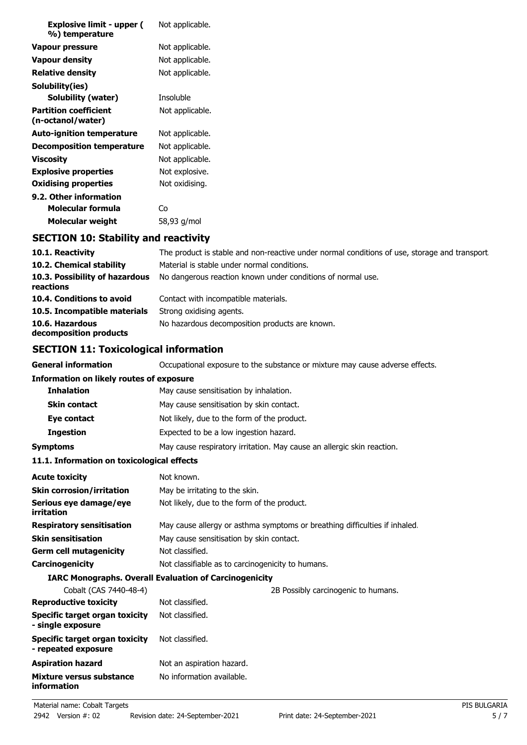| | |
|---|---|
| **Explosive limit - upper (%) temperature** | Not applicable. |
| **Vapour pressure** | Not applicable. |
| **Vapour density** | Not applicable. |
| **Relative density** | Not applicable. |
| **Solubility(ies)** | |
| **Solubility (water)** | Insoluble |
| **Partition coefficient (n-octanol/water)** | Not applicable. |
| **Auto-ignition temperature** | Not applicable. |
| **Decomposition temperature** | Not applicable. |
| **Viscosity** | Not applicable. |
| **Explosive properties** | Not explosive. |
| **Oxidising properties** | Not oxidising. |
| **9.2. Other information** | |
| **Molecular formula** | Co |
| **Molecular weight** | 58,93 g/mol |

## SECTION 10: Stability and reactivity

| | |
|---|---|
| **10.1. Reactivity** | The product is stable and non-reactive under normal conditions of use, storage and transport. |
| **10.2. Chemical stability** | Material is stable under normal conditions. |
| **10.3. Possibility of hazardous reactions** | No dangerous reaction known under conditions of normal use. |
| **10.4. Conditions to avoid** | Contact with incompatible materials. |
| **10.5. Incompatible materials** | Strong oxidising agents. |
| **10.6. Hazardous decomposition products** | No hazardous decomposition products are known. |

## SECTION 11: Toxicological information

| | |
|---|---|
| **General information** | Occupational exposure to the substance or mixture may cause adverse effects. |
| **Information on likely routes of exposure** | |
| **Inhalation** | May cause sensitisation by inhalation. |
| **Skin contact** | May cause sensitisation by skin contact. |
| **Eye contact** | Not likely, due to the form of the product. |
| **Ingestion** | Expected to be a low ingestion hazard. |
| **Symptoms** | May cause respiratory irritation. May cause an allergic skin reaction. |

**11.1. Information on toxicological effects**

| | |
|---|---|
| **Acute toxicity** | Not known. |
| **Skin corrosion/irritation** | May be irritating to the skin. |
| **Serious eye damage/eye irritation** | Not likely, due to the form of the product. |
| **Respiratory sensitisation** | May cause allergy or asthma symptoms or breathing difficulties if inhaled. |
| **Skin sensitisation** | May cause sensitisation by skin contact. |
| **Germ cell mutagenicity** | Not classified. |
| **Carcinogenicity** | Not classifiable as to carcinogenicity to humans. |
| **IARC Monographs. Overall Evaluation of Carcinogenicity** | |
| Cobalt (CAS 7440-48-4) | 2B Possibly carcinogenic to humans. |
| **Reproductive toxicity** | Not classified. |
| **Specific target organ toxicity - single exposure** | Not classified. |
| **Specific target organ toxicity - repeated exposure** | Not classified. |
| **Aspiration hazard** | Not an aspiration hazard. |
| **Mixture versus substance information** | No information available. |

Material name: Cobalt Targets
2942 Version #: 02 Revision date: 24-September-2021 Print date: 24-September-2021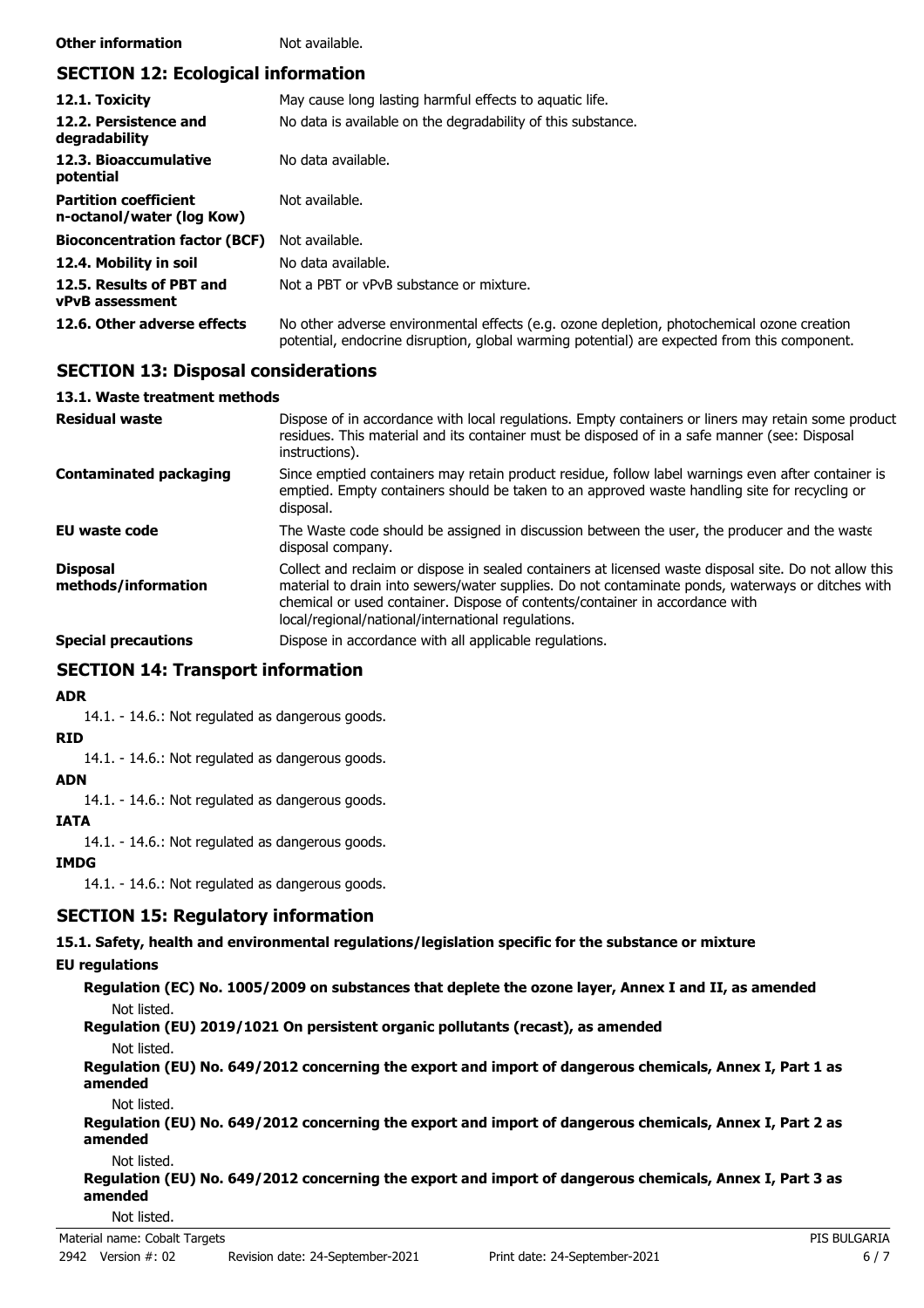| | |
|---|---|
| **Other information** | Not available. |

## SECTION 12: Ecological information

| | |
|---|---|
| **12.1. Toxicity** | May cause long lasting harmful effects to aquatic life. |
| **12.2. Persistence and degradability** | No data is available on the degradability of this substance. |
| **12.3. Bioaccumulative potential** | No data available. |
| **Partition coefficient n-octanol/water (log Kow)** | Not available. |
| **Bioconcentration factor (BCF)** | Not available. |
| **12.4. Mobility in soil** | No data available. |
| **12.5. Results of PBT and vPvB assessment** | Not a PBT or vPvB substance or mixture. |
| **12.6. Other adverse effects** | No other adverse environmental effects (e.g. ozone depletion, photochemical ozone creation potential, endocrine disruption, global warming potential) are expected from this component. |

## SECTION 13: Disposal considerations

### 13.1. Waste treatment methods

| | |
|---|---|
| **Residual waste** | Dispose of in accordance with local regulations. Empty containers or liners may retain some product residues. This material and its container must be disposed of in a safe manner (see: Disposal instructions). |
| **Contaminated packaging** | Since emptied containers may retain product residue, follow label warnings even after container is emptied. Empty containers should be taken to an approved waste handling site for recycling or disposal. |
| **EU waste code** | The Waste code should be assigned in discussion between the user, the producer and the waste disposal company. |
| **Disposal methods/information** | Collect and reclaim or dispose in sealed containers at licensed waste disposal site. Do not allow this material to drain into sewers/water supplies. Do not contaminate ponds, waterways or ditches with chemical or used container. Dispose of contents/container in accordance with local/regional/national/international regulations. |
| **Special precautions** | Dispose in accordance with all applicable regulations. |

## SECTION 14: Transport information

**ADR**

14.1. - 14.6.: Not regulated as dangerous goods.

**RID**

14.1. - 14.6.: Not regulated as dangerous goods.

**ADN**

14.1. - 14.6.: Not regulated as dangerous goods.

**IATA**

14.1. - 14.6.: Not regulated as dangerous goods.

**IMDG**

14.1. - 14.6.: Not regulated as dangerous goods.

## SECTION 15: Regulatory information

**15.1. Safety, health and environmental regulations/legislation specific for the substance or mixture**

**EU regulations**

**Regulation (EC) No. 1005/2009 on substances that deplete the ozone layer, Annex I and II, as amended**

Not listed.

**Regulation (EU) 2019/1021 On persistent organic pollutants (recast), as amended**

Not listed.

**Regulation (EU) No. 649/2012 concerning the export and import of dangerous chemicals, Annex I, Part 1 as amended**

Not listed.

**Regulation (EU) No. 649/2012 concerning the export and import of dangerous chemicals, Annex I, Part 2 as amended**

Not listed.

**Regulation (EU) No. 649/2012 concerning the export and import of dangerous chemicals, Annex I, Part 3 as amended**

Not listed.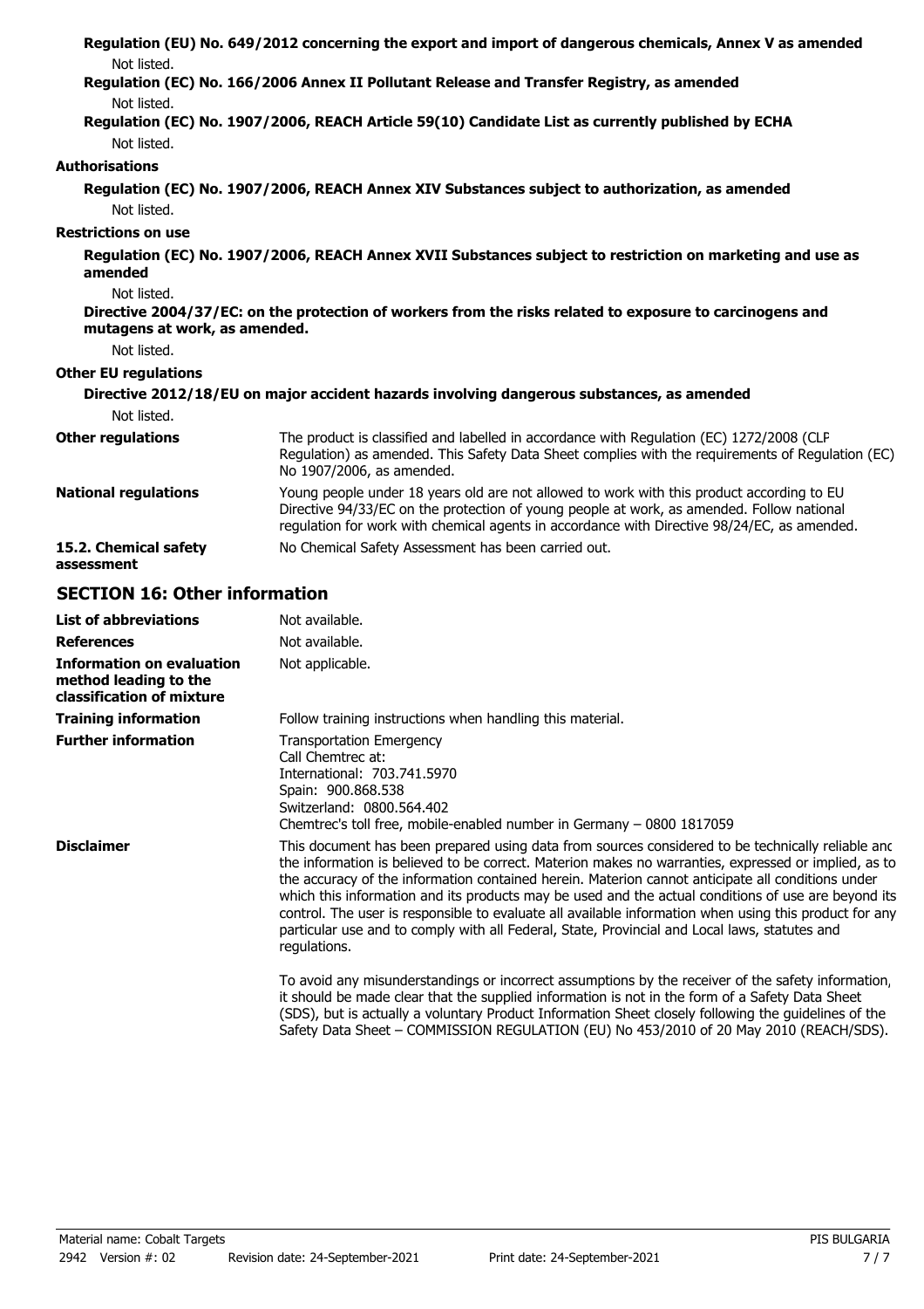**Regulation (EU) No. 649/2012 concerning the export and import of dangerous chemicals, Annex V as amended**

Not listed.

**Regulation (EC) No. 166/2006 Annex II Pollutant Release and Transfer Registry, as amended**

Not listed.

**Regulation (EC) No. 1907/2006, REACH Article 59(10) Candidate List as currently published by ECHA**

Not listed.

**Authorisations**

**Regulation (EC) No. 1907/2006, REACH Annex XIV Substances subject to authorization, as amended**

Not listed.

**Restrictions on use**

**Regulation (EC) No. 1907/2006, REACH Annex XVII Substances subject to restriction on marketing and use as amended**

Not listed.

**Directive 2004/37/EC: on the protection of workers from the risks related to exposure to carcinogens and mutagens at work, as amended.**

Not listed.

**Other EU regulations**

**Directive 2012/18/EU on major accident hazards involving dangerous substances, as amended**

Not listed.

**Other regulations** The product is classified and labelled in accordance with Regulation (EC) 1272/2008 (CLP Regulation) as amended. This Safety Data Sheet complies with the requirements of Regulation (EC) No 1907/2006, as amended.

**National regulations** Young people under 18 years old are not allowed to work with this product according to EU Directive 94/33/EC on the protection of young people at work, as amended. Follow national regulation for work with chemical agents in accordance with Directive 98/24/EC, as amended.

**15.2. Chemical safety assessment** No Chemical Safety Assessment has been carried out.

## SECTION 16: Other information

**List of abbreviations** Not available.

**References** Not available.

**Information on evaluation method leading to the classification of mixture** Not applicable.

**Training information** Follow training instructions when handling this material.

**Further information**

Transportation Emergency
Call Chemtrec at:
International: 703.741.5970
Spain: 900.868.538
Switzerland: 0800.564.402
Chemtrec's toll free, mobile-enabled number in Germany – 0800 1817059

**Disclaimer** This document has been prepared using data from sources considered to be technically reliable and the information is believed to be correct. Materion makes no warranties, expressed or implied, as to the accuracy of the information contained herein. Materion cannot anticipate all conditions under which this information and its products may be used and the actual conditions of use are beyond its control. The user is responsible to evaluate all available information when using this product for any particular use and to comply with all Federal, State, Provincial and Local laws, statutes and regulations.

To avoid any misunderstandings or incorrect assumptions by the receiver of the safety information, it should be made clear that the supplied information is not in the form of a Safety Data Sheet (SDS), but is actually a voluntary Product Information Sheet closely following the guidelines of the Safety Data Sheet – COMMISSION REGULATION (EU) No 453/2010 of 20 May 2010 (REACH/SDS).